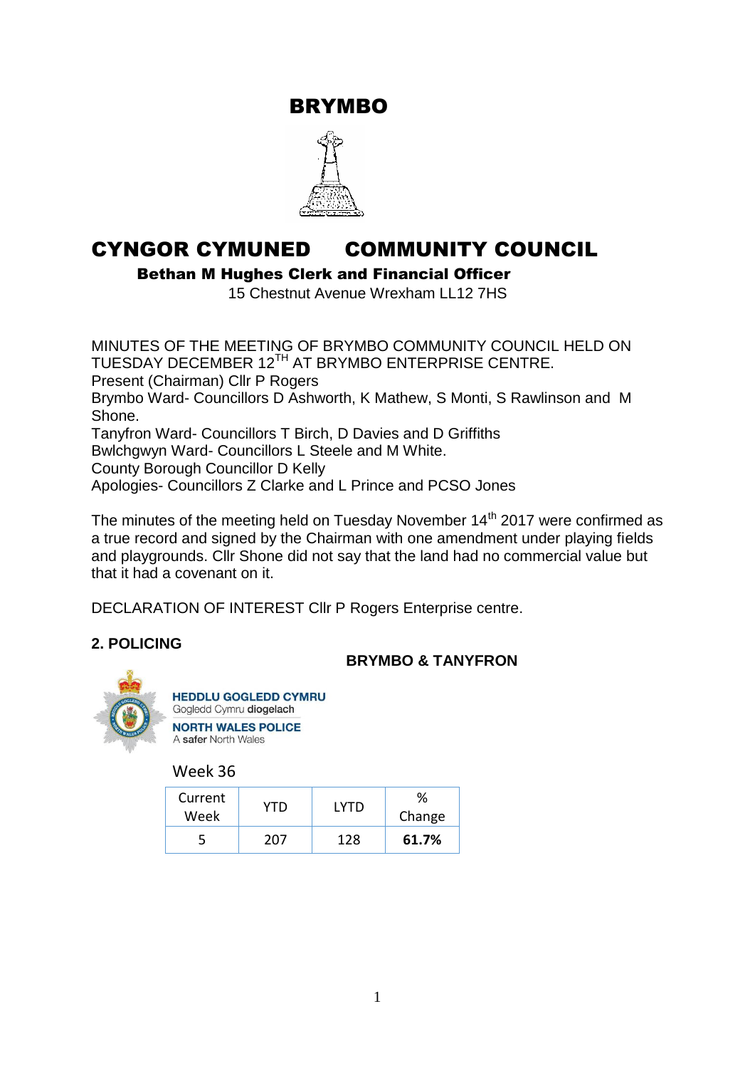# BRYMBO

# CYNGOR CYMUNED COMMUNITY COUNCIL

**Bethan M Hughes Clerk and Financial Officer**

15 Chestnut Avenue Wrexham LL12 7HS

MINUTES OF THE MEETING OF BRYMBO COMMUNITY COUNCIL HELD ON TUESDAY DECEMBER 12TH AT BRYMBO ENTERPRISE CENTRE.
Present (Chairman) Cllr P Rogers
Brymbo Ward- Councillors D Ashworth, K Mathew, S Monti, S Rawlinson and M Shone.
Tanyfron Ward- Councillors T Birch, D Davies and D Griffiths
Bwlchgwyn Ward- Councillors L Steele and M White.
County Borough Councillor D Kelly
Apologies- Councillors Z Clarke and L Prince and PCSO Jones

The minutes of the meeting held on Tuesday November 14th 2017 were confirmed as a true record and signed by the Chairman with one amendment under playing fields and playgrounds. Cllr Shone did not say that the land had no commercial value but that it had a covenant on it.

DECLARATION OF INTEREST Cllr P Rogers Enterprise centre.

**2. POLICING**

**BRYMBO & TANYFRON**

**HEDDLU GOGLEDD CYMRU**
Gogledd Cymru **diogelach**
**NORTH WALES POLICE**
A **safer** North Wales

Week 36

| Current Week | YTD | LYTD | % Change |
|---|---|---|---|
| 5 | 207 | 128 | **61.7%** |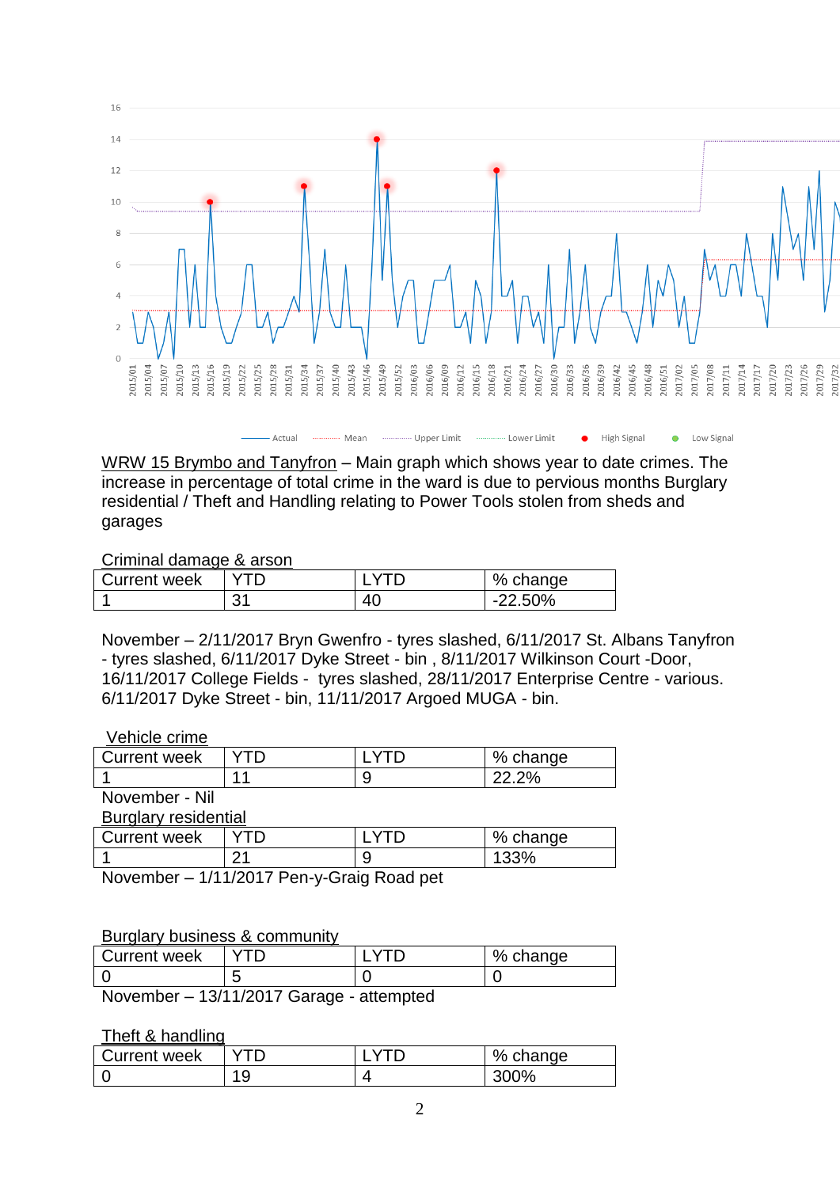WRW 15 Brymbo and Tanyfron – Main graph which shows year to date crimes. The increase in percentage of total crime in the ward is due to pervious months Burglary residential / Theft and Handling relating to Power Tools stolen from sheds and garages

Criminal damage & arson

| Current week | YTD | LYTD | % change |
|---|---|---|---|
| 1 | 31 | 40 | -22.50% |

November – 2/11/2017 Bryn Gwenfro - tyres slashed, 6/11/2017 St. Albans Tanyfron - tyres slashed, 6/11/2017 Dyke Street - bin , 8/11/2017 Wilkinson Court -Door, 16/11/2017 College Fields - tyres slashed, 28/11/2017 Enterprise Centre - various. 6/11/2017 Dyke Street - bin, 11/11/2017 Argoed MUGA - bin.

Vehicle crime

| Current week | YTD | LYTD | % change |
|---|---|---|---|
| 1 | 11 | 9 | 22.2% |

November - Nil

Burglary residential

| Current week | YTD | LYTD | % change |
|---|---|---|---|
| 1 | 21 | 9 | 133% |

November – 1/11/2017 Pen-y-Graig Road pet

Burglary business & community

| Current week | YTD | LYTD | % change |
|---|---|---|---|
| 0 | 5 | 0 | 0 |

November – 13/11/2017 Garage - attempted

Theft & handling

| Current week | YTD | LYTD | % change |
|---|---|---|---|
| 0 | 19 | 4 | 300% |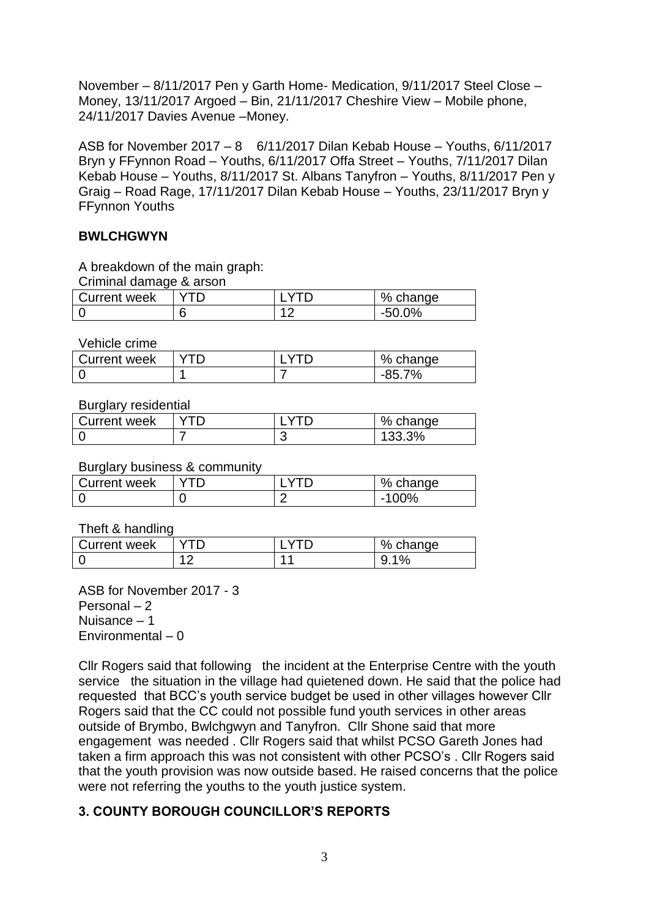November – 8/11/2017 Pen y Garth Home- Medication, 9/11/2017 Steel Close – Money, 13/11/2017 Argoed – Bin, 21/11/2017 Cheshire View – Mobile phone, 24/11/2017 Davies Avenue –Money.

ASB for November 2017 – 8 6/11/2017 Dilan Kebab House – Youths, 6/11/2017 Bryn y FFynnon Road – Youths, 6/11/2017 Offa Street – Youths, 7/11/2017 Dilan Kebab House – Youths, 8/11/2017 St. Albans Tanyfron – Youths, 8/11/2017 Pen y Graig – Road Rage, 17/11/2017 Dilan Kebab House – Youths, 23/11/2017 Bryn y FFynnon Youths

**BWLCHGWYN**

A breakdown of the main graph:

Criminal damage & arson

| Current week | YTD | LYTD | % change |
|---|---|---|---|
| 0 | 6 | 12 | -50.0% |

Vehicle crime

| Current week | YTD | LYTD | % change |
|---|---|---|---|
| 0 | 1 | 7 | -85.7% |

Burglary residential

| Current week | YTD | LYTD | % change |
|---|---|---|---|
| 0 | 7 | 3 | 133.3% |

Burglary business & community

| Current week | YTD | LYTD | % change |
|---|---|---|---|
| 0 | 0 | 2 | -100% |

Theft & handling

| Current week | YTD | LYTD | % change |
|---|---|---|---|
| 0 | 12 | 11 | 9.1% |

ASB for November 2017 - 3
Personal – 2
Nuisance – 1
Environmental – 0

Cllr Rogers said that following the incident at the Enterprise Centre with the youth service the situation in the village had quietened down. He said that the police had requested that BCC's youth service budget be used in other villages however Cllr Rogers said that the CC could not possible fund youth services in other areas outside of Brymbo, Bwlchgwyn and Tanyfron. Cllr Shone said that more engagement was needed . Cllr Rogers said that whilst PCSO Gareth Jones had taken a firm approach this was not consistent with other PCSO's . Cllr Rogers said that the youth provision was now outside based. He raised concerns that the police were not referring the youths to the youth justice system.

**3. COUNTY BOROUGH COUNCILLOR'S REPORTS**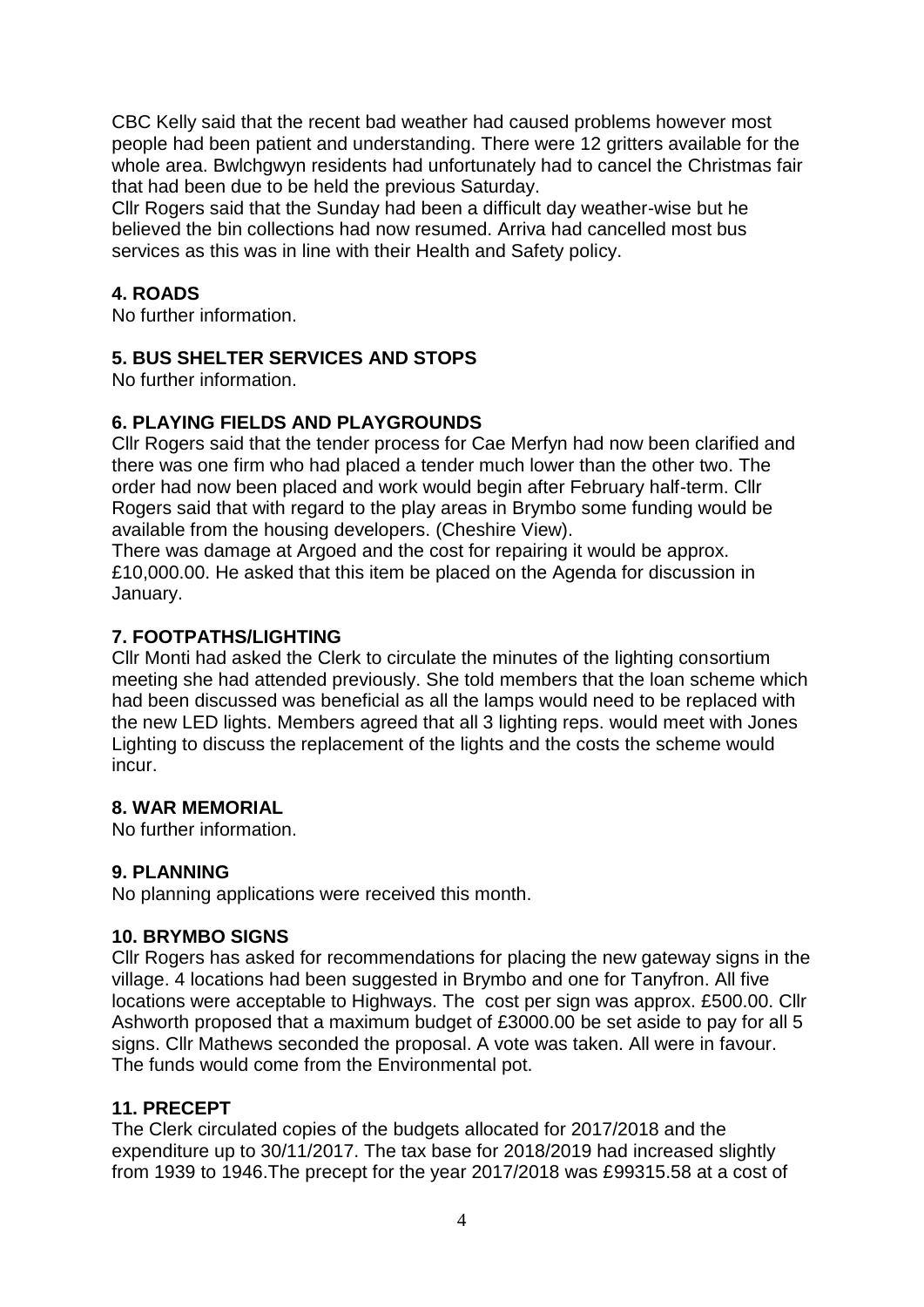CBC Kelly said that the recent bad weather had caused problems however most people had been patient and understanding. There were 12 gritters available for the whole area. Bwlchgwyn residents had unfortunately had to cancel the Christmas fair that had been due to be held the previous Saturday.

Cllr Rogers said that the Sunday had been a difficult day weather-wise but he believed the bin collections had now resumed. Arriva had cancelled most bus services as this was in line with their Health and Safety policy.

## 4. ROADS

No further information.

## 5. BUS SHELTER SERVICES AND STOPS

No further information.

## 6. PLAYING FIELDS AND PLAYGROUNDS

Cllr Rogers said that the tender process for Cae Merfyn had now been clarified and there was one firm who had placed a tender much lower than the other two. The order had now been placed and work would begin after February half-term. Cllr Rogers said that with regard to the play areas in Brymbo some funding would be available from the housing developers. (Cheshire View).

There was damage at Argoed and the cost for repairing it would be approx. £10,000.00. He asked that this item be placed on the Agenda for discussion in January.

## 7. FOOTPATHS/LIGHTING

Cllr Monti had asked the Clerk to circulate the minutes of the lighting consortium meeting she had attended previously. She told members that the loan scheme which had been discussed was beneficial as all the lamps would need to be replaced with the new LED lights. Members agreed that all 3 lighting reps. would meet with Jones Lighting to discuss the replacement of the lights and the costs the scheme would incur.

## 8. WAR MEMORIAL

No further information.

## 9. PLANNING

No planning applications were received this month.

## 10. BRYMBO SIGNS

Cllr Rogers has asked for recommendations for placing the new gateway signs in the village. 4 locations had been suggested in Brymbo and one for Tanyfron. All five locations were acceptable to Highways. The cost per sign was approx. £500.00. Cllr Ashworth proposed that a maximum budget of £3000.00 be set aside to pay for all 5 signs. Cllr Mathews seconded the proposal. A vote was taken. All were in favour. The funds would come from the Environmental pot.

## 11. PRECEPT

The Clerk circulated copies of the budgets allocated for 2017/2018 and the expenditure up to 30/11/2017. The tax base for 2018/2019 had increased slightly from 1939 to 1946.The precept for the year 2017/2018 was £99315.58 at a cost of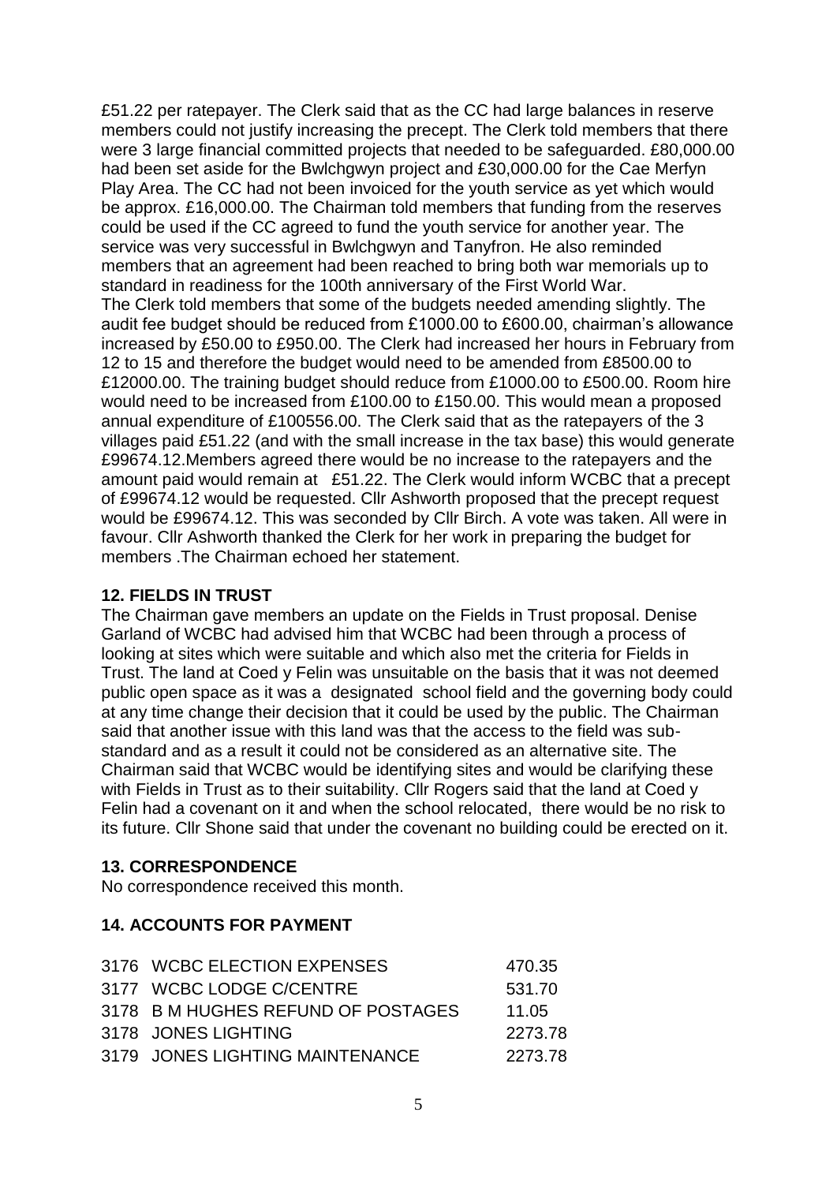£51.22 per ratepayer. The Clerk said that as the CC had large balances in reserve members could not justify increasing the precept. The Clerk told members that there were 3 large financial committed projects that needed to be safeguarded. £80,000.00 had been set aside for the Bwlchgwyn project and £30,000.00 for the Cae Merfyn Play Area. The CC had not been invoiced for the youth service as yet which would be approx. £16,000.00. The Chairman told members that funding from the reserves could be used if the CC agreed to fund the youth service for another year. The service was very successful in Bwlchgwyn and Tanyfron. He also reminded members that an agreement had been reached to bring both war memorials up to standard in readiness for the 100th anniversary of the First World War.
The Clerk told members that some of the budgets needed amending slightly. The audit fee budget should be reduced from £1000.00 to £600.00, chairman's allowance increased by £50.00 to £950.00. The Clerk had increased her hours in February from 12 to 15 and therefore the budget would need to be amended from £8500.00 to £12000.00. The training budget should reduce from £1000.00 to £500.00. Room hire would need to be increased from £100.00 to £150.00. This would mean a proposed annual expenditure of £100556.00. The Clerk said that as the ratepayers of the 3 villages paid £51.22 (and with the small increase in the tax base) this would generate £99674.12.Members agreed there would be no increase to the ratepayers and the amount paid would remain at £51.22. The Clerk would inform WCBC that a precept of £99674.12 would be requested. Cllr Ashworth proposed that the precept request would be £99674.12. This was seconded by Cllr Birch. A vote was taken. All were in favour. Cllr Ashworth thanked the Clerk for her work in preparing the budget for members .The Chairman echoed her statement.

## 12. FIELDS IN TRUST

The Chairman gave members an update on the Fields in Trust proposal. Denise Garland of WCBC had advised him that WCBC had been through a process of looking at sites which were suitable and which also met the criteria for Fields in Trust. The land at Coed y Felin was unsuitable on the basis that it was not deemed public open space as it was a designated school field and the governing body could at any time change their decision that it could be used by the public. The Chairman said that another issue with this land was that the access to the field was sub-standard and as a result it could not be considered as an alternative site. The Chairman said that WCBC would be identifying sites and would be clarifying these with Fields in Trust as to their suitability. Cllr Rogers said that the land at Coed y Felin had a covenant on it and when the school relocated, there would be no risk to its future. Cllr Shone said that under the covenant no building could be erected on it.

## 13. CORRESPONDENCE

No correspondence received this month.

## 14. ACCOUNTS FOR PAYMENT

| | | |
|---|---|---|
| 3176 | WCBC ELECTION EXPENSES | 470.35 |
| 3177 | WCBC LODGE C/CENTRE | 531.70 |
| 3178 | B M HUGHES REFUND OF POSTAGES | 11.05 |
| 3178 | JONES LIGHTING | 2273.78 |
| 3179 | JONES LIGHTING MAINTENANCE | 2273.78 |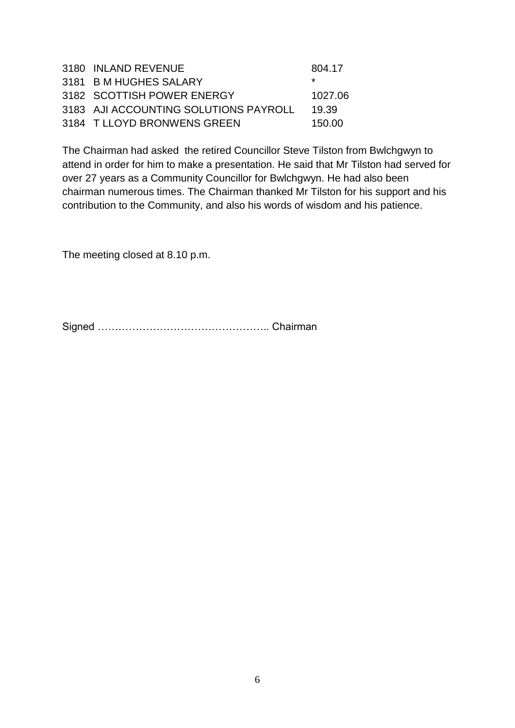| | | |
|---|---|---|
| 3180 | INLAND REVENUE | 804.17 |
| 3181 | B M HUGHES SALARY | * |
| 3182 | SCOTTISH POWER ENERGY | 1027.06 |
| 3183 | AJI ACCOUNTING SOLUTIONS PAYROLL | 19.39 |
| 3184 | T LLOYD BRONWENS GREEN | 150.00 |

The Chairman had asked the retired Councillor Steve Tilston from Bwlchgwyn to attend in order for him to make a presentation. He said that Mr Tilston had served for over 27 years as a Community Councillor for Bwlchgwyn. He had also been chairman numerous times. The Chairman thanked Mr Tilston for his support and his contribution to the Community, and also his words of wisdom and his patience.

The meeting closed at 8.10 p.m.

Signed ………………………………………….. Chairman